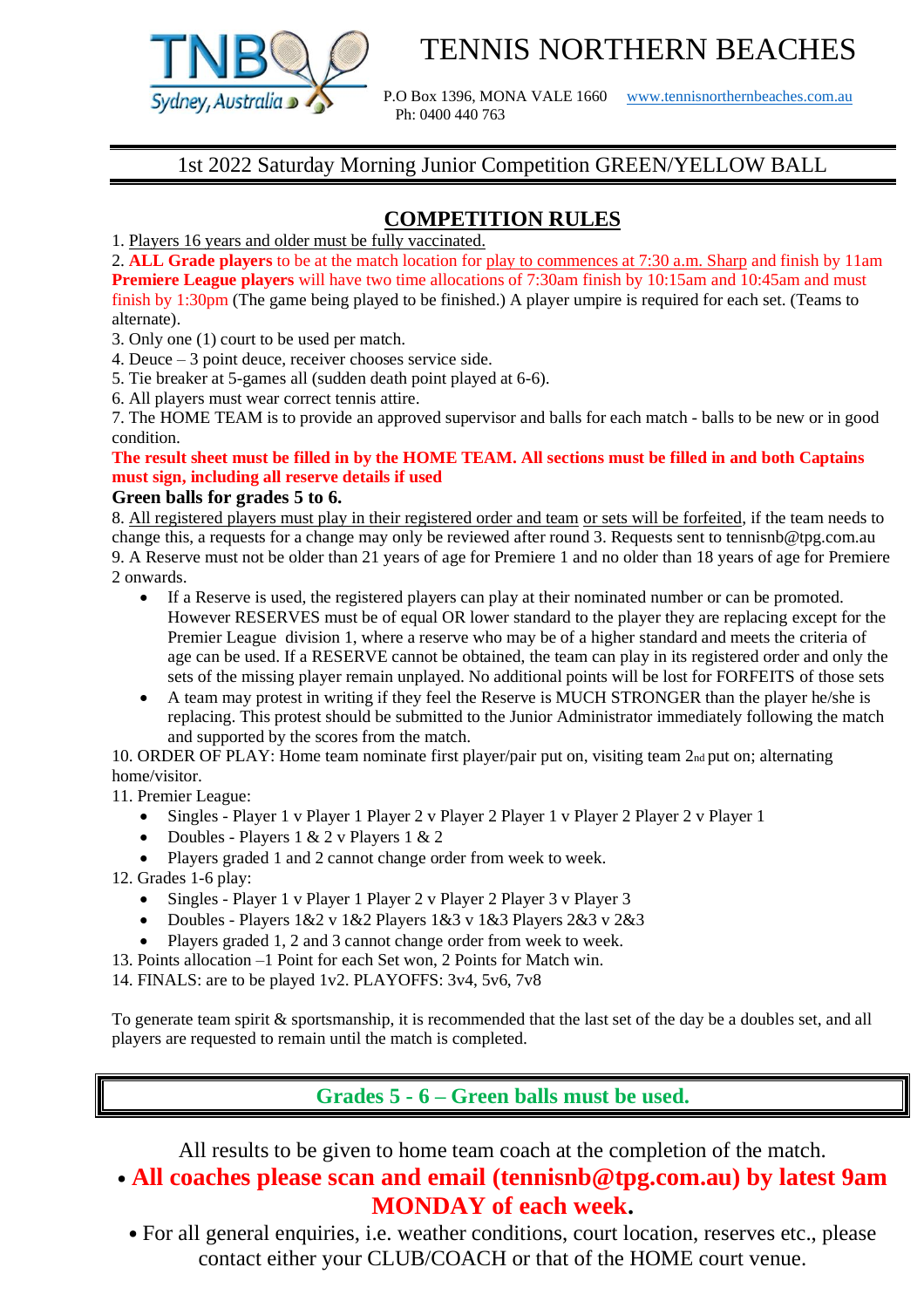# TENNIS NORTHERN BEACHES

P.O Box 1396, MONA VALE 1660 www.tennisnorthernbeaches.com.au
Ph: 0400 440 763

## 1st 2022 Saturday Morning Junior Competition GREEN/YELLOW BALL

## COMPETITION RULES

1. Players 16 years and older must be fully vaccinated.
2. **ALL Grade players** to be at the match location for play to commences at 7:30 a.m. Sharp and finish by 11am **Premiere League players** will have two time allocations of 7:30am finish by 10:15am and 10:45am and must finish by 1:30pm (The game being played to be finished.) A player umpire is required for each set. (Teams to alternate).
3. Only one (1) court to be used per match.
4. Deuce – 3 point deuce, receiver chooses service side.
5. Tie breaker at 5-games all (sudden death point played at 6-6).
6. All players must wear correct tennis attire.
7. The HOME TEAM is to provide an approved supervisor and balls for each match - balls to be new or in good condition.

**The result sheet must be filled in by the HOME TEAM. All sections must be filled in and both Captains must sign, including all reserve details if used**

**Green balls for grades 5 to 6.**

8. All registered players must play in their registered order and team or sets will be forfeited, if the team needs to change this, a requests for a change may only be reviewed after round 3. Requests sent to tennisnb@tpg.com.au
9. A Reserve must not be older than 21 years of age for Premiere 1 and no older than 18 years of age for Premiere 2 onwards.
   - If a Reserve is used, the registered players can play at their nominated number or can be promoted. However RESERVES must be of equal OR lower standard to the player they are replacing except for the Premier League division 1, where a reserve who may be of a higher standard and meets the criteria of age can be used. If a RESERVE cannot be obtained, the team can play in its registered order and only the sets of the missing player remain unplayed. No additional points will be lost for FORFEITS of those sets
   - A team may protest in writing if they feel the Reserve is MUCH STRONGER than the player he/she is replacing. This protest should be submitted to the Junior Administrator immediately following the match and supported by the scores from the match.
10. ORDER OF PLAY: Home team nominate first player/pair put on, visiting team 2nd put on; alternating home/visitor.
11. Premier League:
    - Singles - Player 1 v Player 1 Player 2 v Player 2 Player 1 v Player 2 Player 2 v Player 1
    - Doubles - Players 1 & 2 v Players 1 & 2
    - Players graded 1 and 2 cannot change order from week to week.
12. Grades 1-6 play:
    - Singles - Player 1 v Player 1 Player 2 v Player 2 Player 3 v Player 3
    - Doubles - Players 1&2 v 1&2 Players 1&3 v 1&3 Players 2&3 v 2&3
    - Players graded 1, 2 and 3 cannot change order from week to week.
13. Points allocation –1 Point for each Set won, 2 Points for Match win.
14. FINALS: are to be played 1v2. PLAYOFFS: 3v4, 5v6, 7v8

To generate team spirit & sportsmanship, it is recommended that the last set of the day be a doubles set, and all players are requested to remain until the match is completed.

**Grades 5 - 6 – Green balls must be used.**

All results to be given to home team coach at the completion of the match.

- **All coaches please scan and email (tennisnb@tpg.com.au) by latest 9am MONDAY of each week.**
- For all general enquiries, i.e. weather conditions, court location, reserves etc., please contact either your CLUB/COACH or that of the HOME court venue.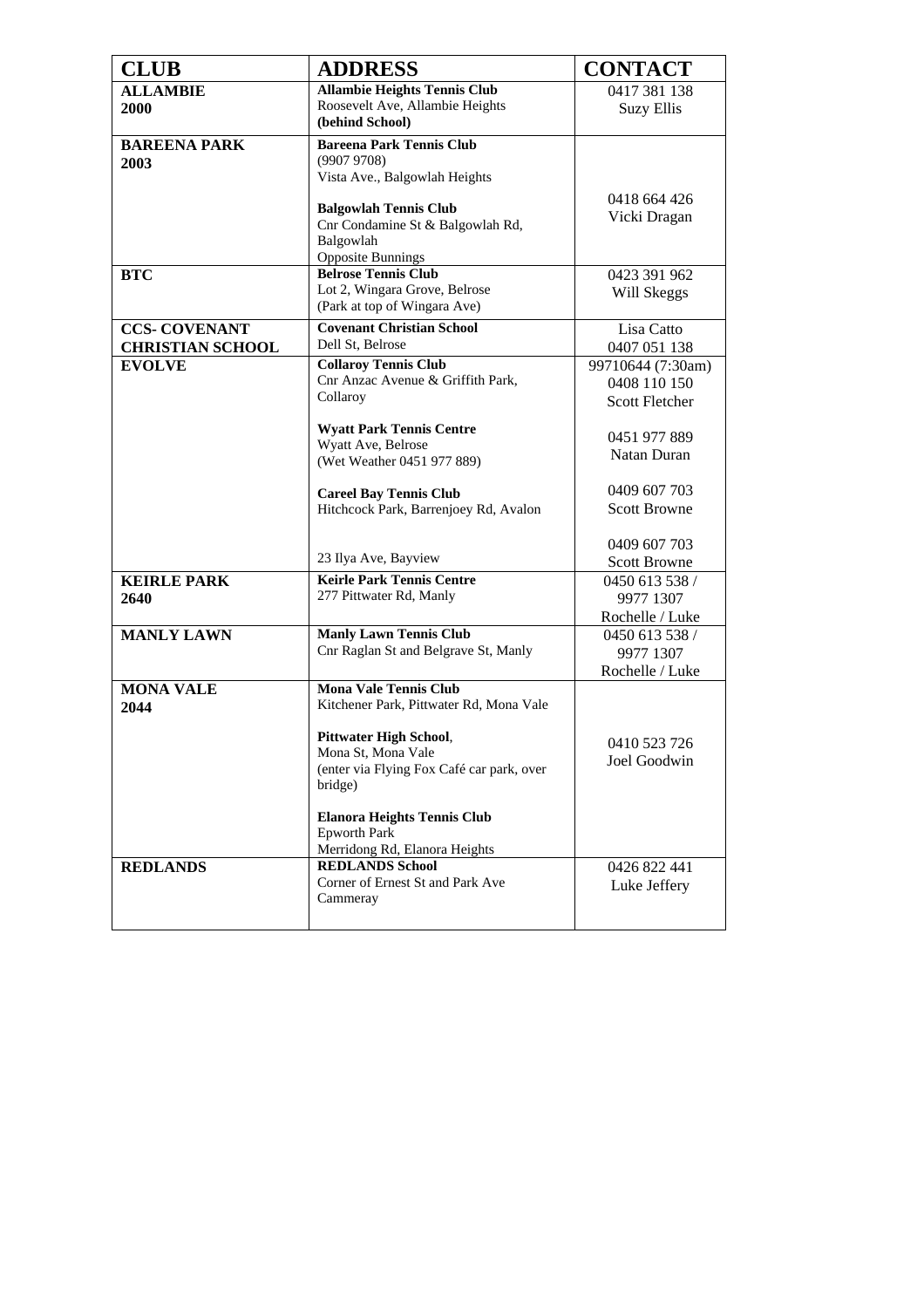| CLUB | ADDRESS | CONTACT |
|---|---|---|
| **ALLAMBIE 2000** | **Allambie Heights Tennis Club**<br>Roosevelt Ave, Allambie Heights<br>**(behind School)** | 0417 381 138<br>Suzy Ellis |
| **BAREENA PARK 2003** | **Bareena Park Tennis Club**<br>(9907 9708)<br>Vista Ave., Balgowlah Heights<br><br>**Balgowlah Tennis Club**<br>Cnr Condamine St & Balgowlah Rd, Balgowlah<br>Opposite Bunnings | 0418 664 426<br>Vicki Dragan |
| **BTC** | **Belrose Tennis Club**<br>Lot 2, Wingara Grove, Belrose<br>(Park at top of Wingara Ave) | 0423 391 962<br>Will Skeggs |
| **CCS- COVENANT CHRISTIAN SCHOOL** | **Covenant Christian School**<br>Dell St, Belrose | Lisa Catto<br>0407 051 138 |
| **EVOLVE** | **Collaroy Tennis Club**<br>Cnr Anzac Avenue & Griffith Park, Collaroy<br><br>**Wyatt Park Tennis Centre**<br>Wyatt Ave, Belrose<br>(Wet Weather 0451 977 889)<br><br>**Careel Bay Tennis Club**<br>Hitchcock Park, Barrenjoey Rd, Avalon<br><br>23 Ilya Ave, Bayview | 99710644 (7:30am)<br>0408 110 150<br>Scott Fletcher<br><br>0451 977 889<br>Natan Duran<br><br>0409 607 703<br>Scott Browne<br><br>0409 607 703<br>Scott Browne |
| **KEIRLE PARK 2640** | **Keirle Park Tennis Centre**<br>277 Pittwater Rd, Manly | 0450 613 538 /<br>9977 1307<br>Rochelle / Luke |
| **MANLY LAWN** | **Manly Lawn Tennis Club**<br>Cnr Raglan St and Belgrave St, Manly | 0450 613 538 /<br>9977 1307<br>Rochelle / Luke |
| **MONA VALE 2044** | **Mona Vale Tennis Club**<br>Kitchener Park, Pittwater Rd, Mona Vale<br><br>**Pittwater High School**,<br>Mona St, Mona Vale<br>(enter via Flying Fox Café car park, over bridge)<br><br>**Elanora Heights Tennis Club**<br>Epworth Park<br>Merridong Rd, Elanora Heights | 0410 523 726<br>Joel Goodwin |
| **REDLANDS** | **REDLANDS School**<br>Corner of Ernest St and Park Ave<br>Cammeray | 0426 822 441<br>Luke Jeffery |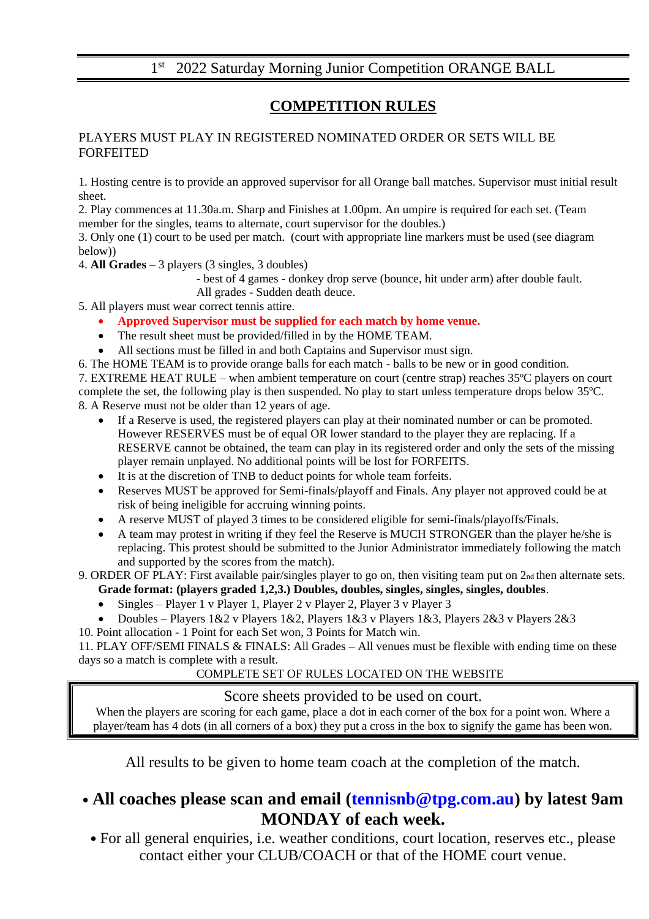1st 2022 Saturday Morning Junior Competition ORANGE BALL

## COMPETITION RULES

PLAYERS MUST PLAY IN REGISTERED NOMINATED ORDER OR SETS WILL BE FORFEITED

1. Hosting centre is to provide an approved supervisor for all Orange ball matches. Supervisor must initial result sheet.
2. Play commences at 11.30a.m. Sharp and Finishes at 1.00pm. An umpire is required for each set. (Team member for the singles, teams to alternate, court supervisor for the doubles.)
3. Only one (1) court to be used per match. (court with appropriate line markers must be used (see diagram below))
4. **All Grades** – 3 players (3 singles, 3 doubles)
   - best of 4 games - donkey drop serve (bounce, hit under arm) after double fault.
   
   All grades - Sudden death deuce.
5. All players must wear correct tennis attire.
   - **Approved Supervisor must be supplied for each match by home venue.**
   - The result sheet must be provided/filled in by the HOME TEAM.
   - All sections must be filled in and both Captains and Supervisor must sign.
6. The HOME TEAM is to provide orange balls for each match - balls to be new or in good condition.
7. EXTREME HEAT RULE – when ambient temperature on court (centre strap) reaches 35ºC players on court complete the set, the following play is then suspended. No play to start unless temperature drops below 35ºC.
8. A Reserve must not be older than 12 years of age.
   - If a Reserve is used, the registered players can play at their nominated number or can be promoted. However RESERVES must be of equal OR lower standard to the player they are replacing. If a RESERVE cannot be obtained, the team can play in its registered order and only the sets of the missing player remain unplayed. No additional points will be lost for FORFEITS.
   - It is at the discretion of TNB to deduct points for whole team forfeits.
   - Reserves MUST be approved for Semi-finals/playoff and Finals. Any player not approved could be at risk of being ineligible for accruing winning points.
   - A reserve MUST of played 3 times to be considered eligible for semi-finals/playoffs/Finals.
   - A team may protest in writing if they feel the Reserve is MUCH STRONGER than the player he/she is replacing. This protest should be submitted to the Junior Administrator immediately following the match and supported by the scores from the match).
9. ORDER OF PLAY: First available pair/singles player to go on, then visiting team put on 2nd then alternate sets.
   
   **Grade format: (players graded 1,2,3.) Doubles, doubles, singles, singles, singles, doubles**.
   - Singles – Player 1 v Player 1, Player 2 v Player 2, Player 3 v Player 3
   - Doubles – Players 1&2 v Players 1&2, Players 1&3 v Players 1&3, Players 2&3 v Players 2&3
10. Point allocation - 1 Point for each Set won, 3 Points for Match win.
11. PLAY OFF/SEMI FINALS & FINALS: All Grades – All venues must be flexible with ending time on these days so a match is complete with a result.

COMPLETE SET OF RULES LOCATED ON THE WEBSITE

Score sheets provided to be used on court.

When the players are scoring for each game, place a dot in each corner of the box for a point won. Where a player/team has 4 dots (in all corners of a box) they put a cross in the box to signify the game has been won.

All results to be given to home team coach at the completion of the match.

- **All coaches please scan and email (tennisnb@tpg.com.au) by latest 9am MONDAY of each week.**
- For all general enquiries, i.e. weather conditions, court location, reserves etc., please contact either your CLUB/COACH or that of the HOME court venue.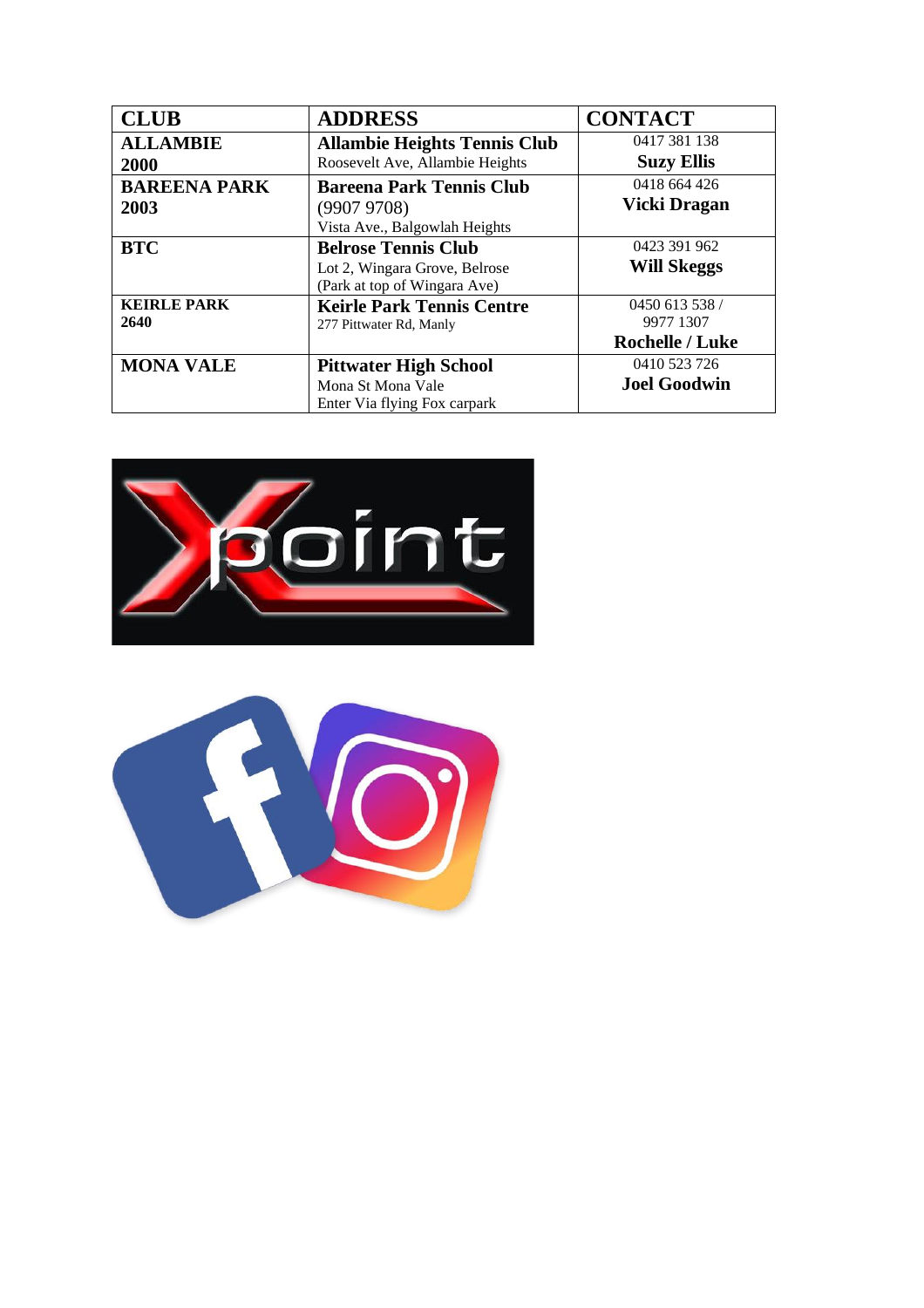| CLUB | ADDRESS | CONTACT |
| --- | --- | --- |
| **ALLAMBIE 2000** | **Allambie Heights Tennis Club** Roosevelt Ave, Allambie Heights | 0417 381 138 **Suzy Ellis** |
| **BAREENA PARK 2003** | **Bareena Park Tennis Club** (9907 9708) Vista Ave., Balgowlah Heights | 0418 664 426 **Vicki Dragan** |
| **BTC** | **Belrose Tennis Club** Lot 2, Wingara Grove, Belrose (Park at top of Wingara Ave) | 0423 391 962 **Will Skeggs** |
| **KEIRLE PARK 2640** | **Keirle Park Tennis Centre** 277 Pittwater Rd, Manly | 0450 613 538 / 9977 1307 **Rochelle / Luke** |
| **MONA VALE** | **Pittwater High School** Mona St Mona Vale Enter Via flying Fox carpark | 0410 523 726 **Joel Goodwin** |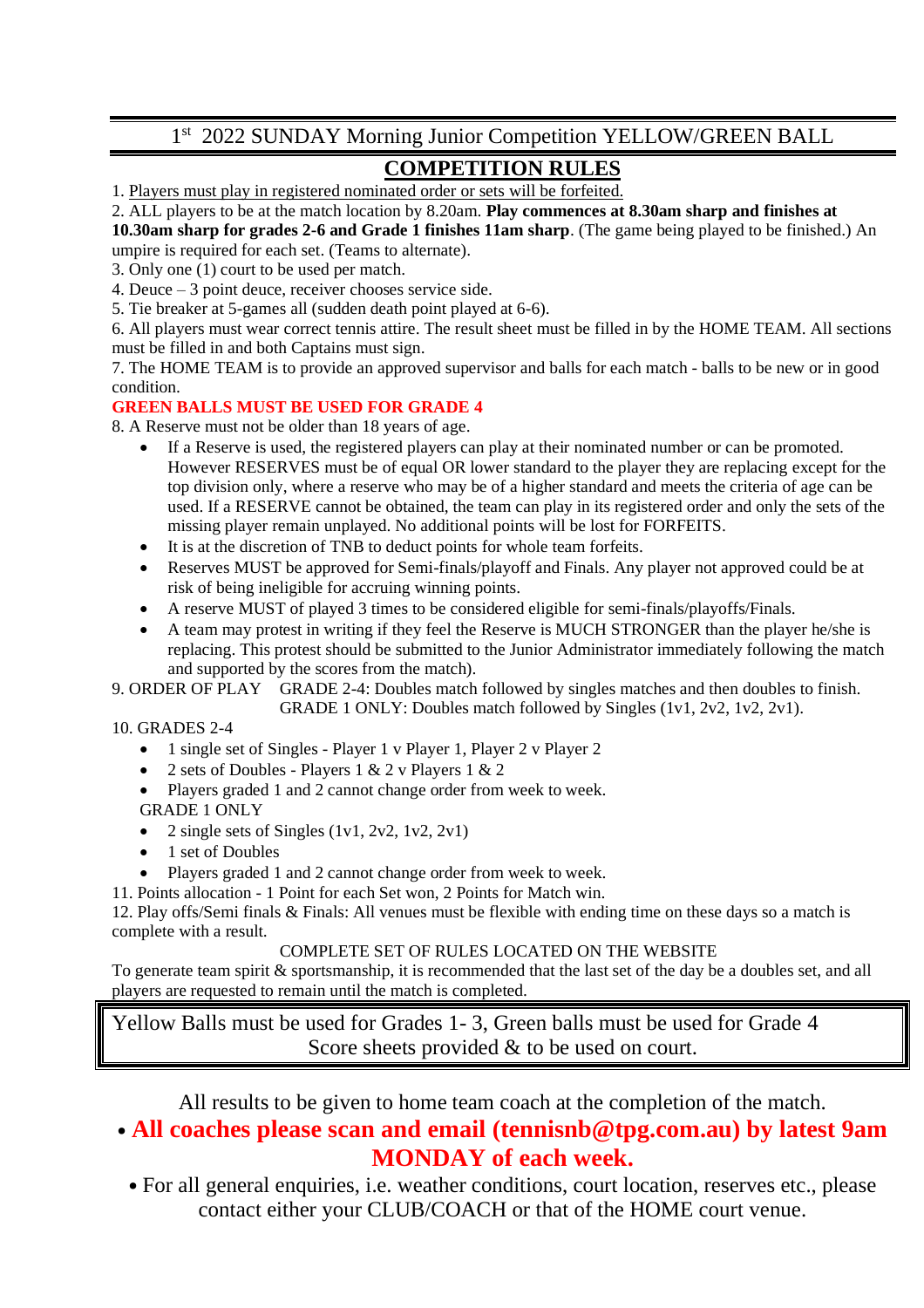1[st] 2022 SUNDAY Morning Junior Competition YELLOW/GREEN BALL

# COMPETITION RULES

1. Players must play in registered nominated order or sets will be forfeited.
2. ALL players to be at the match location by 8.20am. **Play commences at 8.30am sharp and finishes at 10.30am sharp for grades 2-6 and Grade 1 finishes 11am sharp**. (The game being played to be finished.) An umpire is required for each set. (Teams to alternate).
3. Only one (1) court to be used per match.
4. Deuce – 3 point deuce, receiver chooses service side.
5. Tie breaker at 5-games all (sudden death point played at 6-6).
6. All players must wear correct tennis attire. The result sheet must be filled in by the HOME TEAM. All sections must be filled in and both Captains must sign.
7. The HOME TEAM is to provide an approved supervisor and balls for each match - balls to be new or in good condition.

**GREEN BALLS MUST BE USED FOR GRADE 4**

8. A Reserve must not be older than 18 years of age.
   - If a Reserve is used, the registered players can play at their nominated number or can be promoted. However RESERVES must be of equal OR lower standard to the player they are replacing except for the top division only, where a reserve who may be of a higher standard and meets the criteria of age can be used. If a RESERVE cannot be obtained, the team can play in its registered order and only the sets of the missing player remain unplayed. No additional points will be lost for FORFEITS.
   - It is at the discretion of TNB to deduct points for whole team forfeits.
   - Reserves MUST be approved for Semi-finals/playoff and Finals. Any player not approved could be at risk of being ineligible for accruing winning points.
   - A reserve MUST of played 3 times to be considered eligible for semi-finals/playoffs/Finals.
   - A team may protest in writing if they feel the Reserve is MUCH STRONGER than the player he/she is replacing. This protest should be submitted to the Junior Administrator immediately following the match and supported by the scores from the match).
9. ORDER OF PLAY GRADE 2-4: Doubles match followed by singles matches and then doubles to finish.
   GRADE 1 ONLY: Doubles match followed by Singles (1v1, 2v2, 1v2, 2v1).
10. GRADES 2-4
    - 1 single set of Singles - Player 1 v Player 1, Player 2 v Player 2
    - 2 sets of Doubles - Players 1 & 2 v Players 1 & 2
    - Players graded 1 and 2 cannot change order from week to week.

    GRADE 1 ONLY
    - 2 single sets of Singles (1v1, 2v2, 1v2, 2v1)
    - 1 set of Doubles
    - Players graded 1 and 2 cannot change order from week to week.
11. Points allocation - 1 Point for each Set won, 2 Points for Match win.
12. Play offs/Semi finals & Finals: All venues must be flexible with ending time on these days so a match is complete with a result.

COMPLETE SET OF RULES LOCATED ON THE WEBSITE

To generate team spirit & sportsmanship, it is recommended that the last set of the day be a doubles set, and all players are requested to remain until the match is completed.

Yellow Balls must be used for Grades 1- 3, Green balls must be used for Grade 4
Score sheets provided & to be used on court.

All results to be given to home team coach at the completion of the match.

- **All coaches please scan and email (tennisnb@tpg.com.au) by latest 9am MONDAY of each week.**
- For all general enquiries, i.e. weather conditions, court location, reserves etc., please contact either your CLUB/COACH or that of the HOME court venue.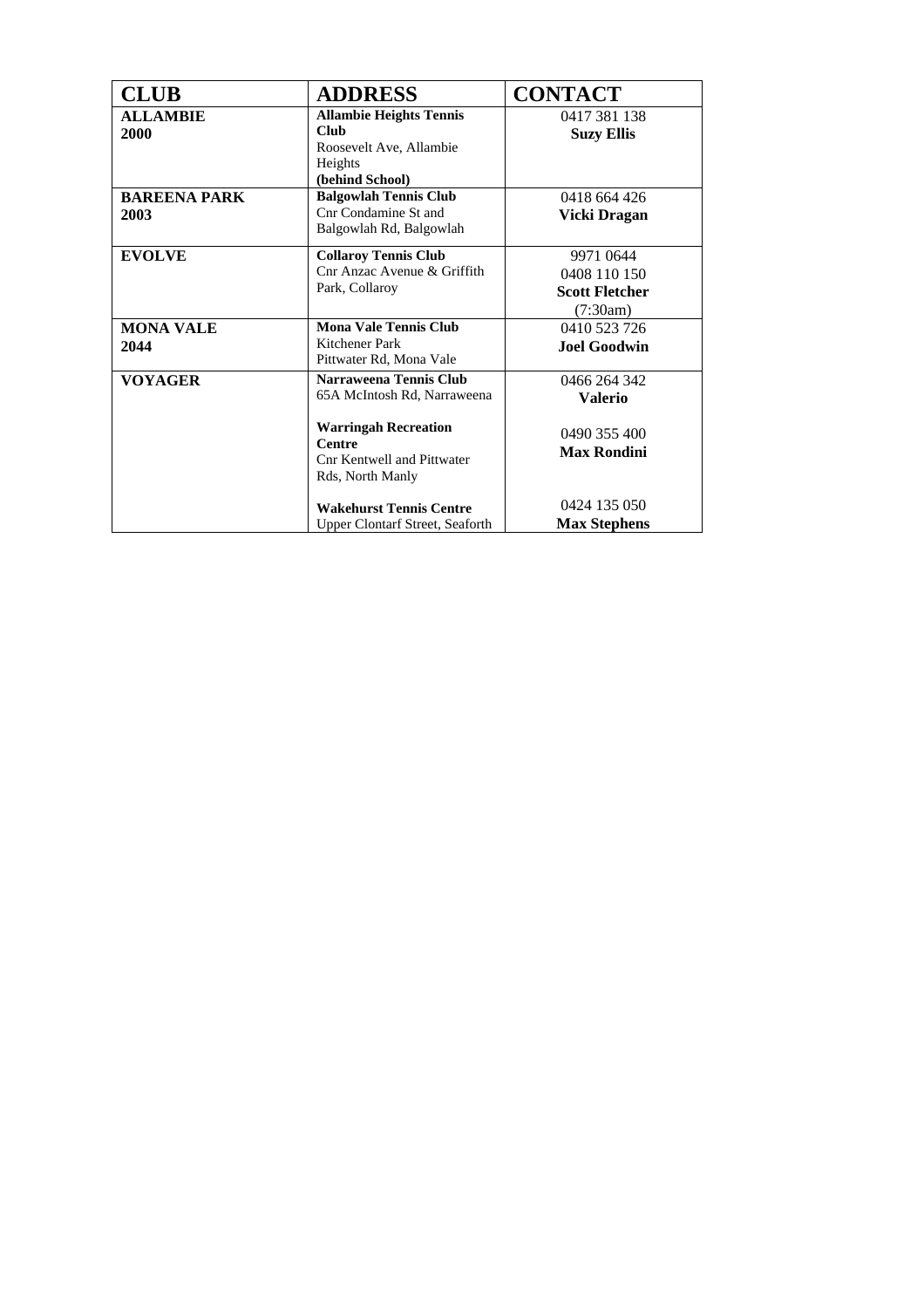| CLUB | ADDRESS | CONTACT |
|---|---|---|
| **ALLAMBIE 2000** | **Allambie Heights Tennis Club** Roosevelt Ave, Allambie Heights **(behind School)** | 0417 381 138 **Suzy Ellis** |
| **BAREENA PARK 2003** | **Balgowlah Tennis Club** Cnr Condamine St and Balgowlah Rd, Balgowlah | 0418 664 426 **Vicki Dragan** |
| **EVOLVE** | **Collaroy Tennis Club** Cnr Anzac Avenue & Griffith Park, Collaroy | 9971 0644 0408 110 150 **Scott Fletcher** (7:30am) |
| **MONA VALE 2044** | **Mona Vale Tennis Club** Kitchener Park Pittwater Rd, Mona Vale | 0410 523 726 **Joel Goodwin** |
| **VOYAGER** | **Narraweena Tennis Club** 65A McIntosh Rd, Narraweena | 0466 264 342 **Valerio** |
| | **Warringah Recreation Centre** Cnr Kentwell and Pittwater Rds, North Manly | 0490 355 400 **Max Rondini** |
| | **Wakehurst Tennis Centre** Upper Clontarf Street, Seaforth | 0424 135 050 **Max Stephens** |